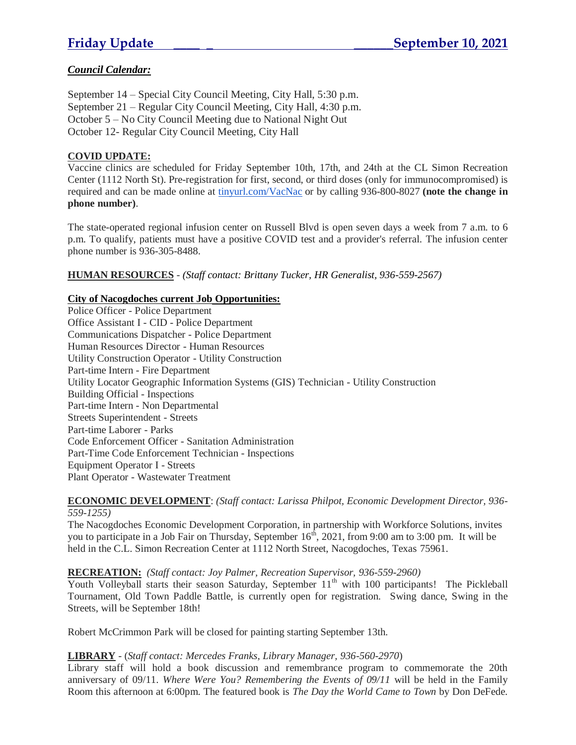# Friday Update September 10, 2021

***Council Calendar:***

September 14 – Special City Council Meeting, City Hall, 5:30 p.m.
September 21 – Regular City Council Meeting, City Hall, 4:30 p.m.
October 5 – No City Council Meeting due to National Night Out
October 12- Regular City Council Meeting, City Hall

**COVID UPDATE:**

Vaccine clinics are scheduled for Friday September 10th, 17th, and 24th at the CL Simon Recreation Center (1112 North St). Pre-registration for first, second, or third doses (only for immunocompromised) is required and can be made online at tinyurl.com/VacNac or by calling 936-800-8027 **(note the change in phone number)**.

The state-operated regional infusion center on Russell Blvd is open seven days a week from 7 a.m. to 6 p.m. To qualify, patients must have a positive COVID test and a provider's referral. The infusion center phone number is 936-305-8488.

**HUMAN RESOURCES** - *(Staff contact: Brittany Tucker, HR Generalist, 936-559-2567)*

**City of Nacogdoches current Job Opportunities:**

Police Officer - Police Department
Office Assistant I - CID - Police Department
Communications Dispatcher - Police Department
Human Resources Director - Human Resources
Utility Construction Operator - Utility Construction
Part-time Intern - Fire Department
Utility Locator Geographic Information Systems (GIS) Technician - Utility Construction
Building Official - Inspections
Part-time Intern - Non Departmental
Streets Superintendent - Streets
Part-time Laborer - Parks
Code Enforcement Officer - Sanitation Administration
Part-Time Code Enforcement Technician - Inspections
Equipment Operator I - Streets
Plant Operator - Wastewater Treatment

**ECONOMIC DEVELOPMENT**: *(Staff contact: Larissa Philpot, Economic Development Director, 936-559-1255)*

The Nacogdoches Economic Development Corporation, in partnership with Workforce Solutions, invites you to participate in a Job Fair on Thursday, September 16th, 2021, from 9:00 am to 3:00 pm. It will be held in the C.L. Simon Recreation Center at 1112 North Street, Nacogdoches, Texas 75961.

**RECREATION:** *(Staff contact: Joy Palmer, Recreation Supervisor, 936-559-2960)*

Youth Volleyball starts their season Saturday, September 11th with 100 participants! The Pickleball Tournament, Old Town Paddle Battle, is currently open for registration. Swing dance, Swing in the Streets, will be September 18th!

Robert McCrimmon Park will be closed for painting starting September 13th.

**LIBRARY** - (*Staff contact: Mercedes Franks, Library Manager, 936-560-2970*)

Library staff will hold a book discussion and remembrance program to commemorate the 20th anniversary of 09/11. *Where Were You? Remembering the Events of 09/11* will be held in the Family Room this afternoon at 6:00pm. The featured book is *The Day the World Came to Town* by Don DeFede.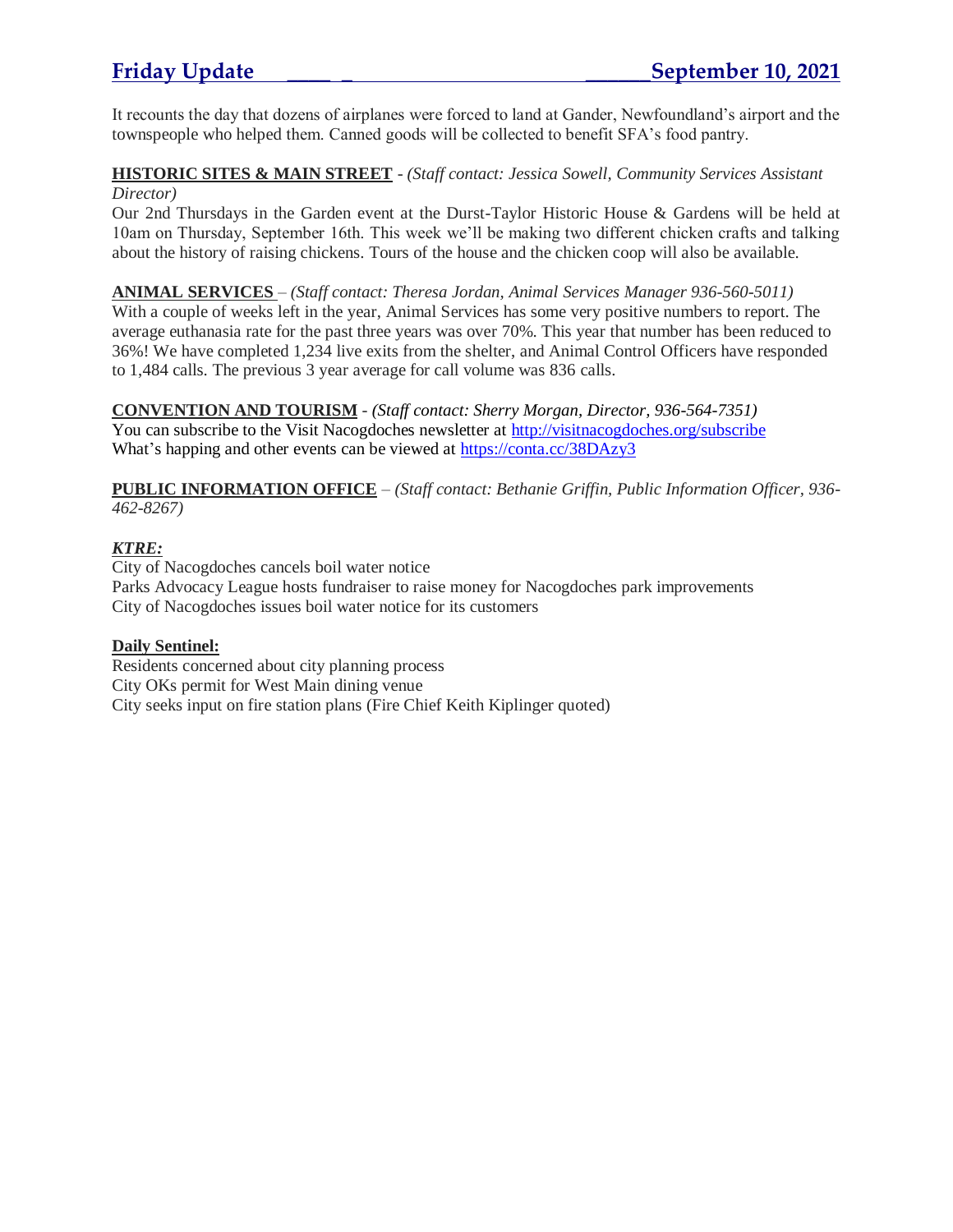It recounts the day that dozens of airplanes were forced to land at Gander, Newfoundland's airport and the townspeople who helped them. Canned goods will be collected to benefit SFA's food pantry.

**HISTORIC SITES & MAIN STREET** - *(Staff contact: Jessica Sowell, Community Services Assistant Director)*
Our 2nd Thursdays in the Garden event at the Durst-Taylor Historic House & Gardens will be held at 10am on Thursday, September 16th. This week we'll be making two different chicken crafts and talking about the history of raising chickens. Tours of the house and the chicken coop will also be available.

**ANIMAL SERVICES** – *(Staff contact: Theresa Jordan, Animal Services Manager 936-560-5011)*
With a couple of weeks left in the year, Animal Services has some very positive numbers to report. The average euthanasia rate for the past three years was over 70%. This year that number has been reduced to 36%! We have completed 1,234 live exits from the shelter, and Animal Control Officers have responded to 1,484 calls. The previous 3 year average for call volume was 836 calls.

**CONVENTION AND TOURISM** - *(Staff contact: Sherry Morgan, Director, 936-564-7351)*
You can subscribe to the Visit Nacogdoches newsletter at http://visitnacogdoches.org/subscribe
What's happing and other events can be viewed at https://conta.cc/38DAzy3

**PUBLIC INFORMATION OFFICE** – *(Staff contact: Bethanie Griffin, Public Information Officer, 936-462-8267)*

***KTRE:***
City of Nacogdoches cancels boil water notice
Parks Advocacy League hosts fundraiser to raise money for Nacogdoches park improvements
City of Nacogdoches issues boil water notice for its customers

**Daily Sentinel:**
Residents concerned about city planning process
City OKs permit for West Main dining venue
City seeks input on fire station plans (Fire Chief Keith Kiplinger quoted)